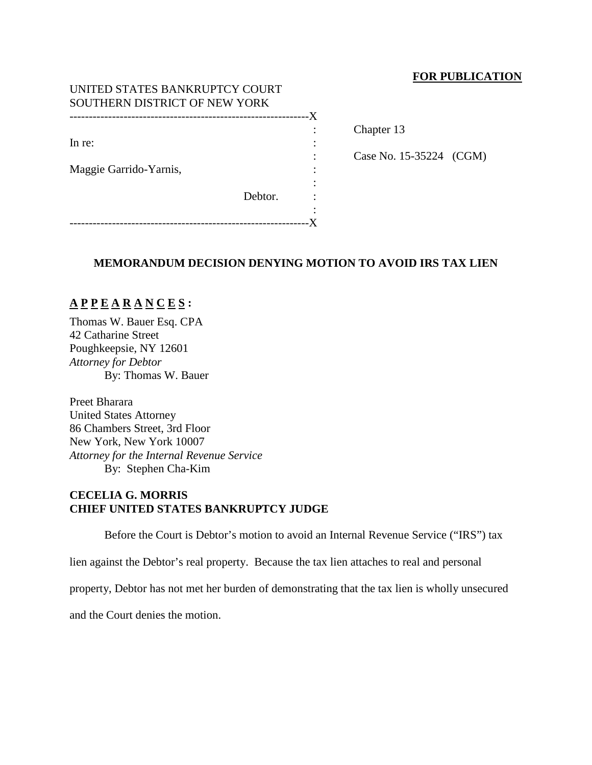**FOR PUBLICATION**

UNITED STATES BANKRUPTCY COURT
SOUTHERN DISTRICT OF NEW YORK

| | |
|---|---|
| In re:<br><br>Maggie Garrido-Yarnis,<br><br>Debtor. | Chapter 13<br><br>Case No. 15-35224 (CGM) |

## MEMORANDUM DECISION DENYING MOTION TO AVOID IRS TAX LIEN

**A P P E A R A N C E S :**

Thomas W. Bauer Esq. CPA
42 Catharine Street
Poughkeepsie, NY 12601
*Attorney for Debtor*
By: Thomas W. Bauer

Preet Bharara
United States Attorney
86 Chambers Street, 3rd Floor
New York, New York 10007
*Attorney for the Internal Revenue Service*
By: Stephen Cha-Kim

**CECELIA G. MORRIS**
**CHIEF UNITED STATES BANKRUPTCY JUDGE**

Before the Court is Debtor's motion to avoid an Internal Revenue Service ("IRS") tax lien against the Debtor's real property. Because the tax lien attaches to real and personal property, Debtor has not met her burden of demonstrating that the tax lien is wholly unsecured and the Court denies the motion.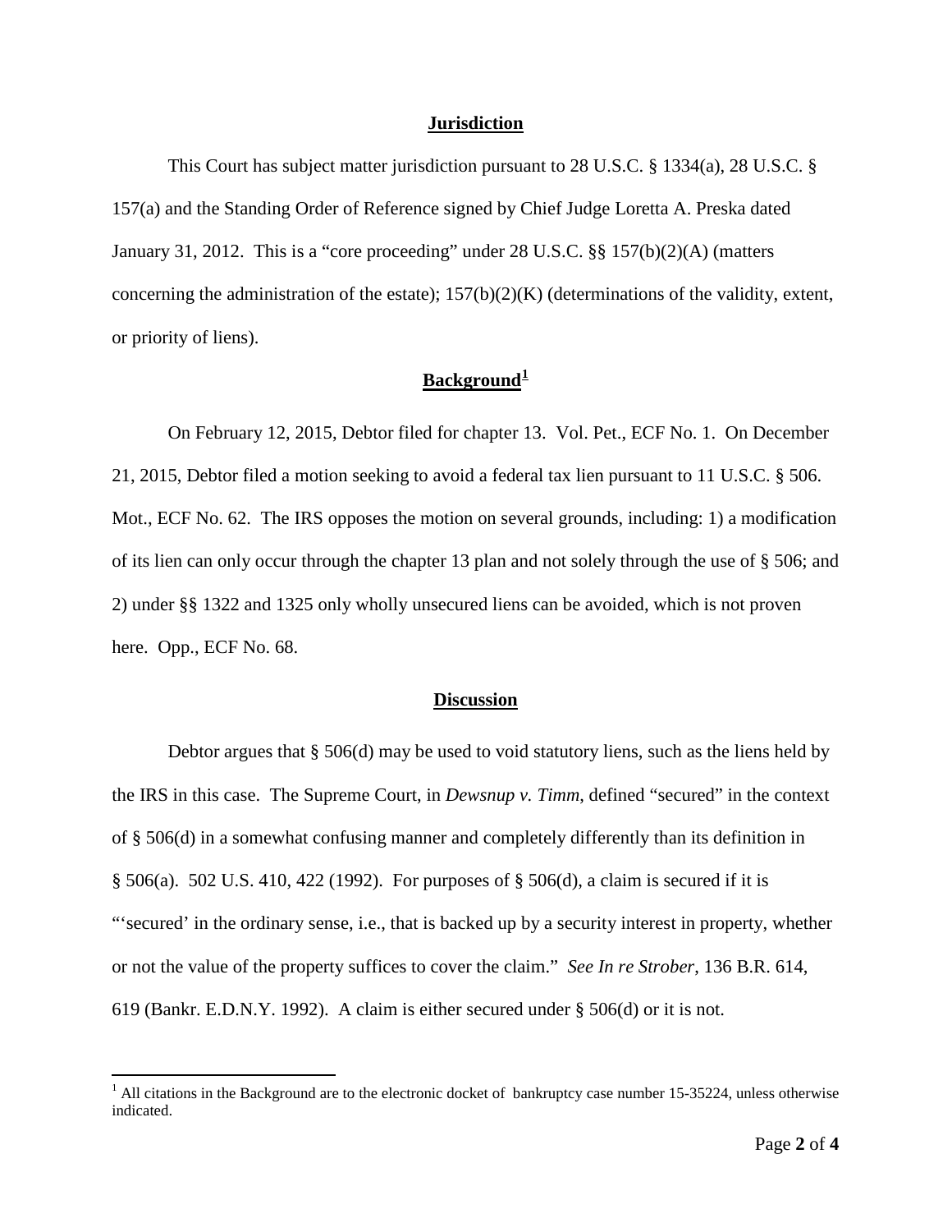## Jurisdiction

This Court has subject matter jurisdiction pursuant to 28 U.S.C. § 1334(a), 28 U.S.C. § 157(a) and the Standing Order of Reference signed by Chief Judge Loretta A. Preska dated January 31, 2012. This is a "core proceeding" under 28 U.S.C. §§ 157(b)(2)(A) (matters concerning the administration of the estate); 157(b)(2)(K) (determinations of the validity, extent, or priority of liens).

## Background[1]

On February 12, 2015, Debtor filed for chapter 13. Vol. Pet., ECF No. 1. On December 21, 2015, Debtor filed a motion seeking to avoid a federal tax lien pursuant to 11 U.S.C. § 506. Mot., ECF No. 62. The IRS opposes the motion on several grounds, including: 1) a modification of its lien can only occur through the chapter 13 plan and not solely through the use of § 506; and 2) under §§ 1322 and 1325 only wholly unsecured liens can be avoided, which is not proven here. Opp., ECF No. 68.

## Discussion

Debtor argues that § 506(d) may be used to void statutory liens, such as the liens held by the IRS in this case. The Supreme Court, in *Dewsnup v. Timm*, defined "secured" in the context of § 506(d) in a somewhat confusing manner and completely differently than its definition in § 506(a). 502 U.S. 410, 422 (1992). For purposes of § 506(d), a claim is secured if it is "'secured' in the ordinary sense, i.e., that is backed up by a security interest in property, whether or not the value of the property suffices to cover the claim." *See In re Strober*, 136 B.R. 614, 619 (Bankr. E.D.N.Y. 1992). A claim is either secured under § 506(d) or it is not.

[1] All citations in the Background are to the electronic docket of bankruptcy case number 15-35224, unless otherwise indicated.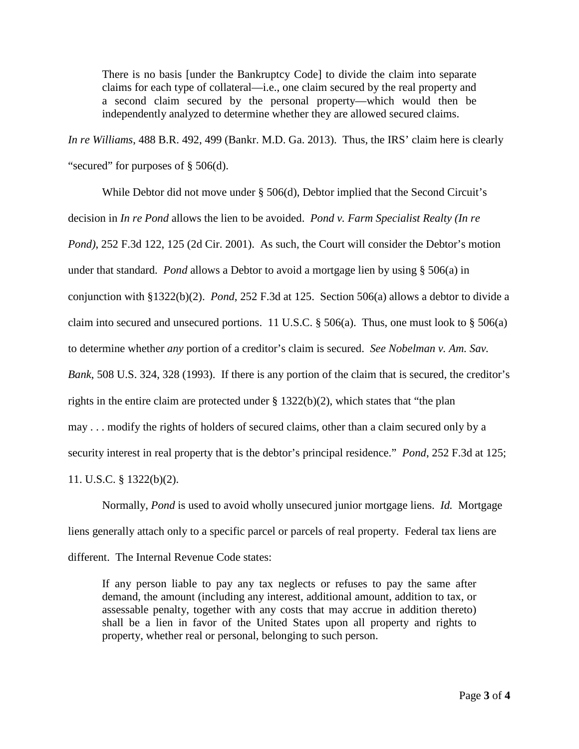> There is no basis [under the Bankruptcy Code] to divide the claim into separate claims for each type of collateral—i.e., one claim secured by the real property and a second claim secured by the personal property—which would then be independently analyzed to determine whether they are allowed secured claims.

*In re Williams*, 488 B.R. 492, 499 (Bankr. M.D. Ga. 2013). Thus, the IRS' claim here is clearly "secured" for purposes of § 506(d).

While Debtor did not move under § 506(d), Debtor implied that the Second Circuit's decision in *In re Pond* allows the lien to be avoided. *Pond v. Farm Specialist Realty (In re Pond)*, 252 F.3d 122, 125 (2d Cir. 2001). As such, the Court will consider the Debtor's motion under that standard. *Pond* allows a Debtor to avoid a mortgage lien by using § 506(a) in conjunction with §1322(b)(2). *Pond*, 252 F.3d at 125. Section 506(a) allows a debtor to divide a claim into secured and unsecured portions. 11 U.S.C. § 506(a). Thus, one must look to § 506(a) to determine whether *any* portion of a creditor's claim is secured. *See Nobelman v. Am. Sav. Bank*, 508 U.S. 324, 328 (1993). If there is any portion of the claim that is secured, the creditor's rights in the entire claim are protected under § 1322(b)(2), which states that "the plan may . . . modify the rights of holders of secured claims, other than a claim secured only by a security interest in real property that is the debtor's principal residence." *Pond*, 252 F.3d at 125; 11. U.S.C. § 1322(b)(2).

Normally, *Pond* is used to avoid wholly unsecured junior mortgage liens. *Id.* Mortgage liens generally attach only to a specific parcel or parcels of real property. Federal tax liens are different. The Internal Revenue Code states:

> If any person liable to pay any tax neglects or refuses to pay the same after demand, the amount (including any interest, additional amount, addition to tax, or assessable penalty, together with any costs that may accrue in addition thereto) shall be a lien in favor of the United States upon all property and rights to property, whether real or personal, belonging to such person.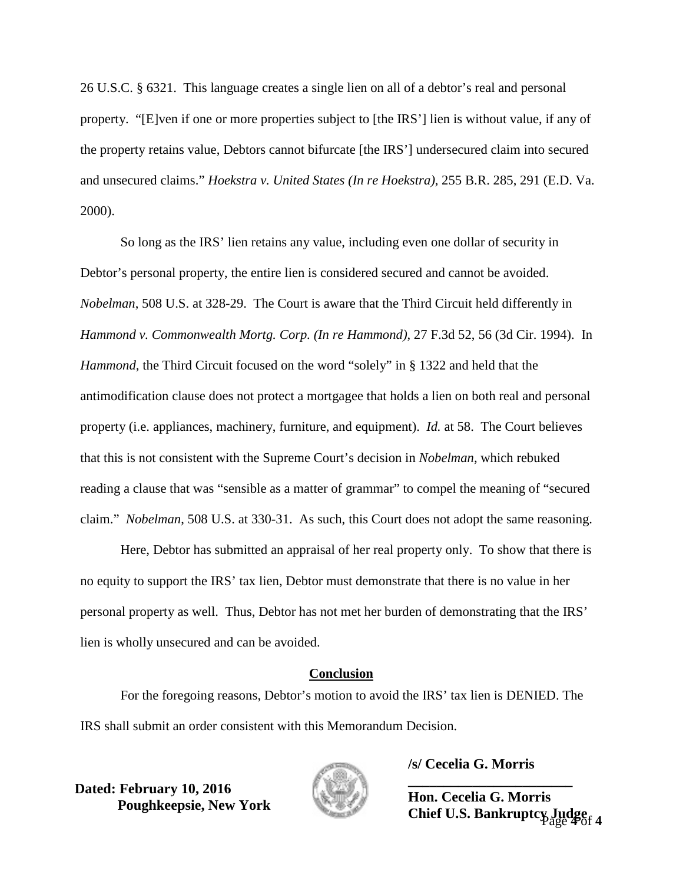26 U.S.C. § 6321. This language creates a single lien on all of a debtor's real and personal property. "[E]ven if one or more properties subject to [the IRS'] lien is without value, if any of the property retains value, Debtors cannot bifurcate [the IRS'] undersecured claim into secured and unsecured claims." *Hoekstra v. United States (In re Hoekstra)*, 255 B.R. 285, 291 (E.D. Va. 2000).

So long as the IRS' lien retains any value, including even one dollar of security in Debtor's personal property, the entire lien is considered secured and cannot be avoided. *Nobelman*, 508 U.S. at 328-29. The Court is aware that the Third Circuit held differently in *Hammond v. Commonwealth Mortg. Corp. (In re Hammond)*, 27 F.3d 52, 56 (3d Cir. 1994). In *Hammond*, the Third Circuit focused on the word "solely" in § 1322 and held that the antimodification clause does not protect a mortgagee that holds a lien on both real and personal property (i.e. appliances, machinery, furniture, and equipment). *Id.* at 58. The Court believes that this is not consistent with the Supreme Court's decision in *Nobelman*, which rebuked reading a clause that was "sensible as a matter of grammar" to compel the meaning of "secured claim." *Nobelman*, 508 U.S. at 330-31. As such, this Court does not adopt the same reasoning.

Here, Debtor has submitted an appraisal of her real property only. To show that there is no equity to support the IRS' tax lien, Debtor must demonstrate that there is no value in her personal property as well. Thus, Debtor has not met her burden of demonstrating that the IRS' lien is wholly unsecured and can be avoided.

## Conclusion

For the foregoing reasons, Debtor's motion to avoid the IRS' tax lien is DENIED. The IRS shall submit an order consistent with this Memorandum Decision.

**Dated: February 10, 2016**
**Poughkeepsie, New York**

**/s/ Cecelia G. Morris**

**Hon. Cecelia G. Morris**
**Chief U.S. Bankruptcy Judge**